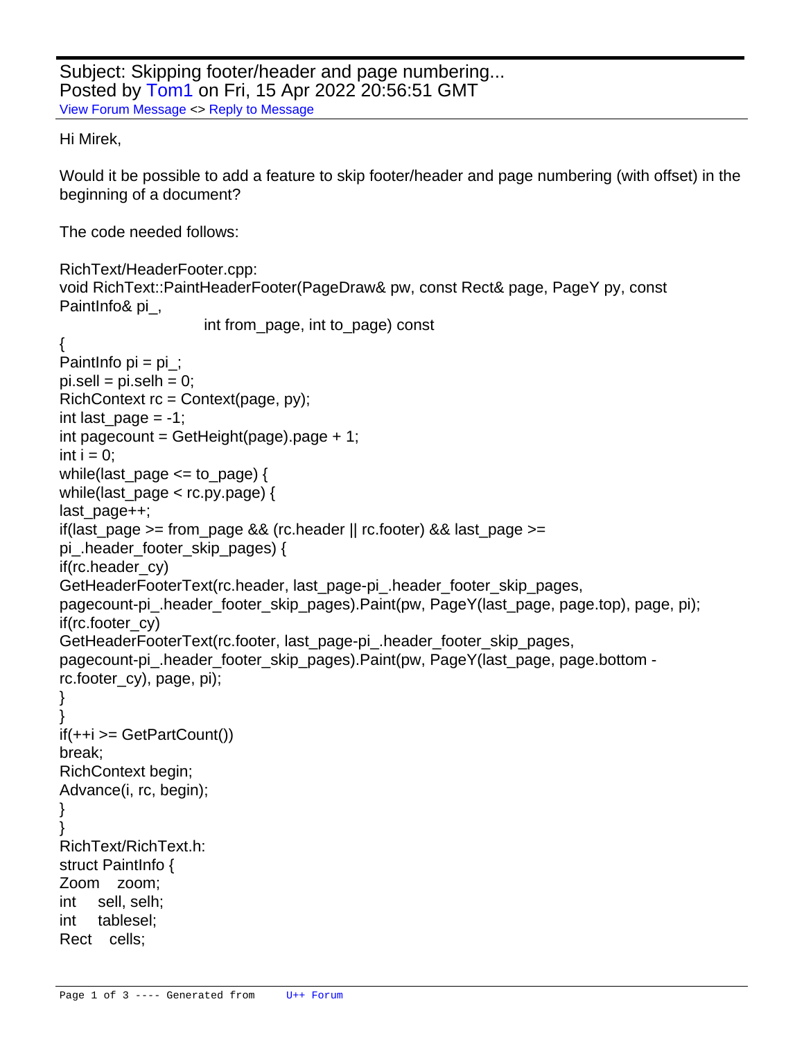Subject: Skipping footer/header and page numbering...
Posted by Tom1 on Fri, 15 Apr 2022 20:56:51 GMT
View Forum Message <> Reply to Message

Hi Mirek,

Would it be possible to add a feature to skip footer/header and page numbering (with offset) in the beginning of a document?

The code needed follows:

RichText/HeaderFooter.cpp:

```
void RichText::PaintHeaderFooter(PageDraw& pw, const Rect& page, PageY py, const PaintInfo& pi_,
                                 int from_page, int to_page) const
{
PaintInfo pi = pi_;
pi.sell = pi.selh = 0;
RichContext rc = Context(page, py);
int last_page = -1;
int pagecount = GetHeight(page).page + 1;
int i = 0;
while(last_page <= to_page) {
while(last_page < rc.py.page) {
last_page++;
if(last_page >= from_page && (rc.header || rc.footer) && last_page >=
pi_.header_footer_skip_pages) {
if(rc.header_cy)
GetHeaderFooterText(rc.header, last_page-pi_.header_footer_skip_pages,
pagecount-pi_.header_footer_skip_pages).Paint(pw, PageY(last_page, page.top), page, pi);
if(rc.footer_cy)
GetHeaderFooterText(rc.footer, last_page-pi_.header_footer_skip_pages,
pagecount-pi_.header_footer_skip_pages).Paint(pw, PageY(last_page, page.bottom -
rc.footer_cy), page, pi);
}
}
if(++i >= GetPartCount())
break;
RichContext begin;
Advance(i, rc, begin);
}
}
```

RichText/RichText.h:

```
struct PaintInfo {
Zoom    zoom;
int     sell, selh;
int     tablesel;
Rect    cells;
```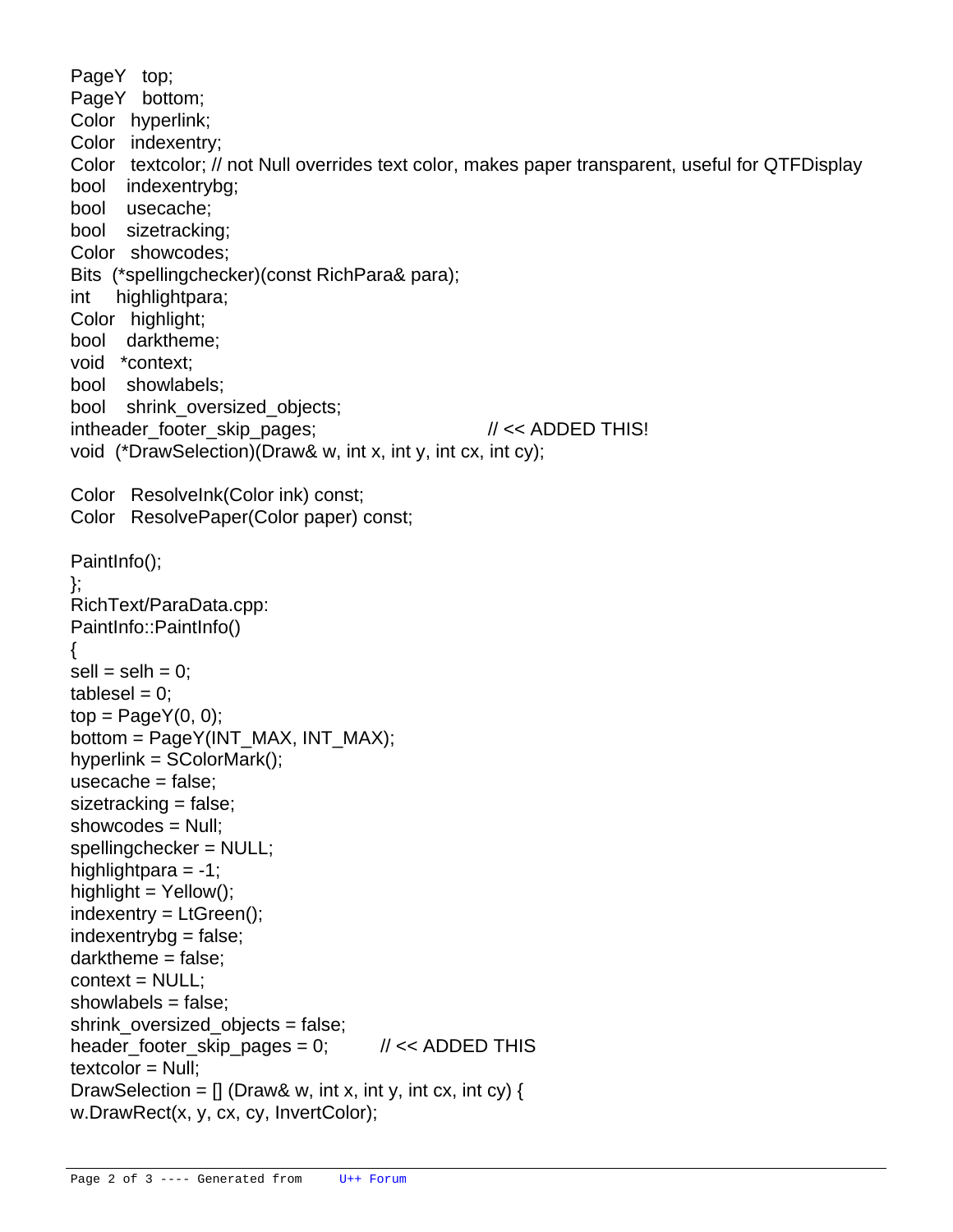```
PageY   top;
PageY   bottom;
Color   hyperlink;
Color   indexentry;
Color   textcolor; // not Null overrides text color, makes paper transparent, useful for QTFDisplay
bool    indexentrybg;
bool    usecache;
bool    sizetracking;
Color   showcodes;
Bits  (*spellingchecker)(const RichPara& para);
int     highlightpara;
Color   highlight;
bool    darktheme;
void   *context;
bool    showlabels;
bool    shrink_oversized_objects;
intheader_footer_skip_pages;                          // << ADDED THIS!
void  (*DrawSelection)(Draw& w, int x, int y, int cx, int cy);

Color   ResolveInk(Color ink) const;
Color   ResolvePaper(Color paper) const;

PaintInfo();
};
```

RichText/ParaData.cpp:

```
PaintInfo::PaintInfo()
{
sell = selh = 0;
tablesel = 0;
top = PageY(0, 0);
bottom = PageY(INT_MAX, INT_MAX);
hyperlink = SColorMark();
usecache = false;
sizetracking = false;
showcodes = Null;
spellingchecker = NULL;
highlightpara = -1;
highlight = Yellow();
indexentry = LtGreen();
indexentrybg = false;
darktheme = false;
context = NULL;
showlabels = false;
shrink_oversized_objects = false;
header_footer_skip_pages = 0;        // << ADDED THIS
textcolor = Null;
DrawSelection = [] (Draw& w, int x, int y, int cx, int cy) {
w.DrawRect(x, y, cx, cy, InvertColor);
```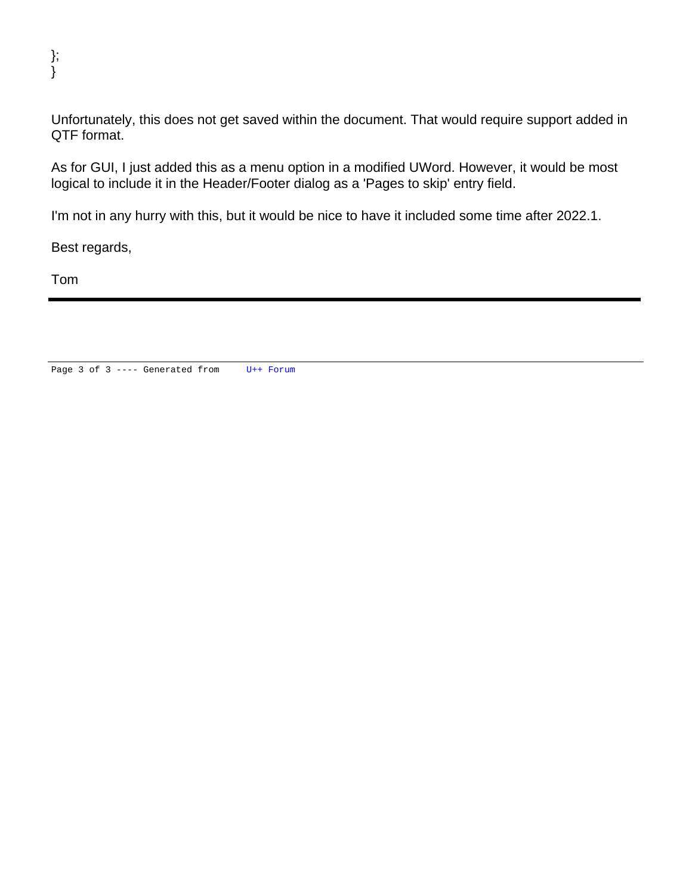```
};
}
```

Unfortunately, this does not get saved within the document. That would require support added in QTF format.

As for GUI, I just added this as a menu option in a modified UWord. However, it would be most logical to include it in the Header/Footer dialog as a 'Pages to skip' entry field.

I'm not in any hurry with this, but it would be nice to have it included some time after 2022.1.

Best regards,

Tom

---